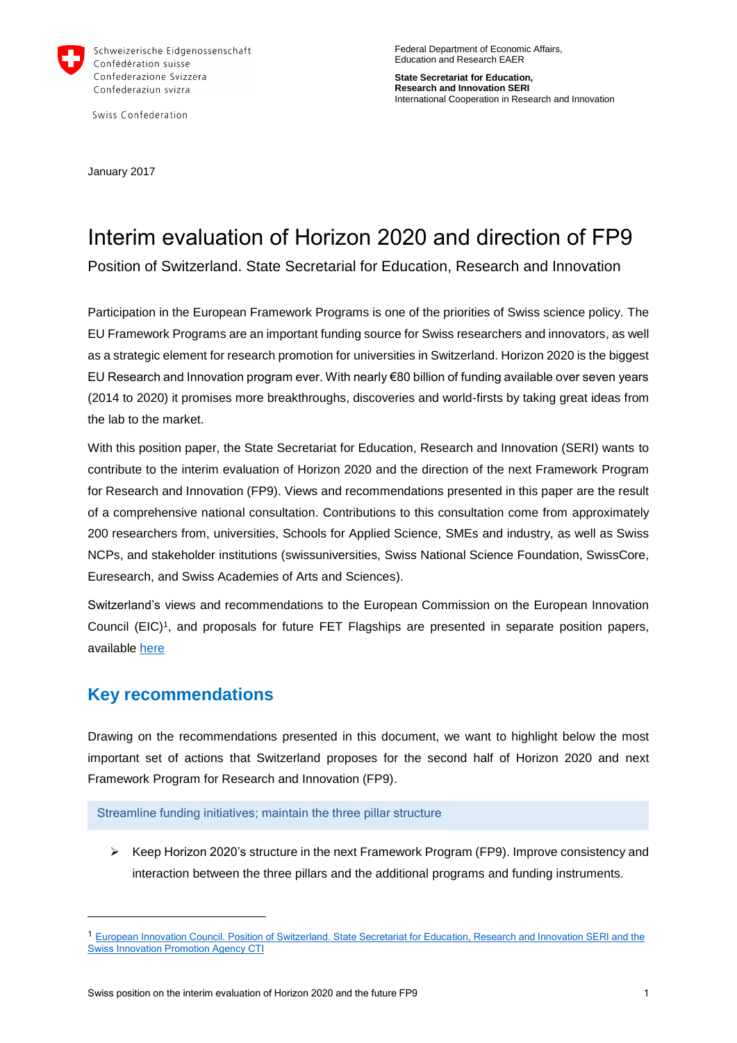Schweizerische Eidgenossenschaft
Confédération suisse
Confederazione Svizzera
Confederaziun svizra

Swiss Confederation

Federal Department of Economic Affairs, Education and Research EAER

**State Secretariat for Education, Research and Innovation SERI**
International Cooperation in Research and Innovation

January 2017

# Interim evaluation of Horizon 2020 and direction of FP9

Position of Switzerland. State Secretarial for Education, Research and Innovation

Participation in the European Framework Programs is one of the priorities of Swiss science policy. The EU Framework Programs are an important funding source for Swiss researchers and innovators, as well as a strategic element for research promotion for universities in Switzerland. Horizon 2020 is the biggest EU Research and Innovation program ever. With nearly €80 billion of funding available over seven years (2014 to 2020) it promises more breakthroughs, discoveries and world-firsts by taking great ideas from the lab to the market.

With this position paper, the State Secretariat for Education, Research and Innovation (SERI) wants to contribute to the interim evaluation of Horizon 2020 and the direction of the next Framework Program for Research and Innovation (FP9). Views and recommendations presented in this paper are the result of a comprehensive national consultation. Contributions to this consultation come from approximately 200 researchers from, universities, Schools for Applied Science, SMEs and industry, as well as Swiss NCPs, and stakeholder institutions (swissuniversities, Swiss National Science Foundation, SwissCore, Euresearch, and Swiss Academies of Arts and Sciences).

Switzerland's views and recommendations to the European Commission on the European Innovation Council (EIC)[1], and proposals for future FET Flagships are presented in separate position papers, available here

## Key recommendations

Drawing on the recommendations presented in this document, we want to highlight below the most important set of actions that Switzerland proposes for the second half of Horizon 2020 and next Framework Program for Research and Innovation (FP9).

### Streamline funding initiatives; maintain the three pillar structure

- Keep Horizon 2020's structure in the next Framework Program (FP9). Improve consistency and interaction between the three pillars and the additional programs and funding instruments.

[1] European Innovation Council. Position of Switzerland. State Secretariat for Education, Research and Innovation SERI and the Swiss Innovation Promotion Agency CTI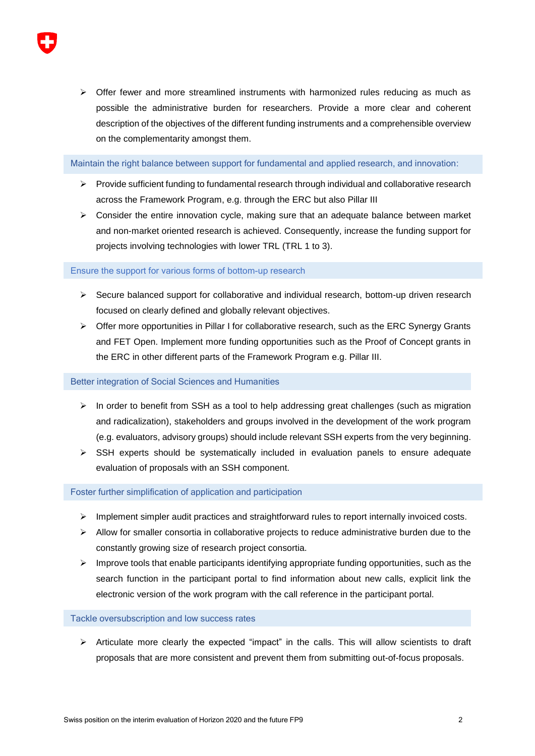- Offer fewer and more streamlined instruments with harmonized rules reducing as much as possible the administrative burden for researchers. Provide a more clear and coherent description of the objectives of the different funding instruments and a comprehensible overview on the complementarity amongst them.

### Maintain the right balance between support for fundamental and applied research, and innovation:

- Provide sufficient funding to fundamental research through individual and collaborative research across the Framework Program, e.g. through the ERC but also Pillar III
- Consider the entire innovation cycle, making sure that an adequate balance between market and non-market oriented research is achieved. Consequently, increase the funding support for projects involving technologies with lower TRL (TRL 1 to 3).

### Ensure the support for various forms of bottom-up research

- Secure balanced support for collaborative and individual research, bottom-up driven research focused on clearly defined and globally relevant objectives.
- Offer more opportunities in Pillar I for collaborative research, such as the ERC Synergy Grants and FET Open. Implement more funding opportunities such as the Proof of Concept grants in the ERC in other different parts of the Framework Program e.g. Pillar III.

### Better integration of Social Sciences and Humanities

- In order to benefit from SSH as a tool to help addressing great challenges (such as migration and radicalization), stakeholders and groups involved in the development of the work program (e.g. evaluators, advisory groups) should include relevant SSH experts from the very beginning.
- SSH experts should be systematically included in evaluation panels to ensure adequate evaluation of proposals with an SSH component.

### Foster further simplification of application and participation

- Implement simpler audit practices and straightforward rules to report internally invoiced costs.
- Allow for smaller consortia in collaborative projects to reduce administrative burden due to the constantly growing size of research project consortia.
- Improve tools that enable participants identifying appropriate funding opportunities, such as the search function in the participant portal to find information about new calls, explicit link the electronic version of the work program with the call reference in the participant portal.

### Tackle oversubscription and low success rates

- Articulate more clearly the expected “impact” in the calls. This will allow scientists to draft proposals that are more consistent and prevent them from submitting out-of-focus proposals.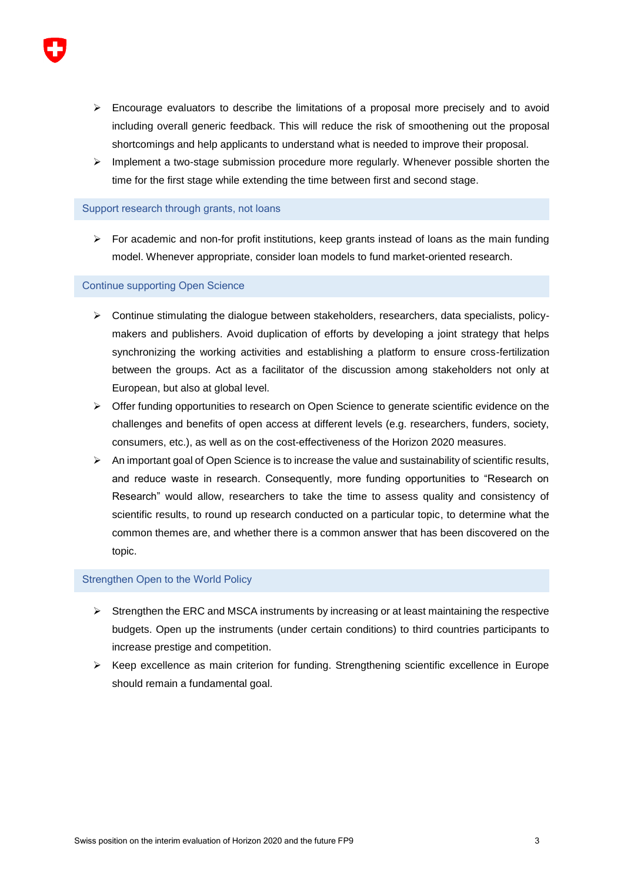- Encourage evaluators to describe the limitations of a proposal more precisely and to avoid including overall generic feedback. This will reduce the risk of smoothening out the proposal shortcomings and help applicants to understand what is needed to improve their proposal.
- Implement a two-stage submission procedure more regularly. Whenever possible shorten the time for the first stage while extending the time between first and second stage.

### Support research through grants, not loans

- For academic and non-for profit institutions, keep grants instead of loans as the main funding model. Whenever appropriate, consider loan models to fund market-oriented research.

### Continue supporting Open Science

- Continue stimulating the dialogue between stakeholders, researchers, data specialists, policy-makers and publishers. Avoid duplication of efforts by developing a joint strategy that helps synchronizing the working activities and establishing a platform to ensure cross-fertilization between the groups. Act as a facilitator of the discussion among stakeholders not only at European, but also at global level.
- Offer funding opportunities to research on Open Science to generate scientific evidence on the challenges and benefits of open access at different levels (e.g. researchers, funders, society, consumers, etc.), as well as on the cost-effectiveness of the Horizon 2020 measures.
- An important goal of Open Science is to increase the value and sustainability of scientific results, and reduce waste in research. Consequently, more funding opportunities to "Research on Research" would allow, researchers to take the time to assess quality and consistency of scientific results, to round up research conducted on a particular topic, to determine what the common themes are, and whether there is a common answer that has been discovered on the topic.

### Strengthen Open to the World Policy

- Strengthen the ERC and MSCA instruments by increasing or at least maintaining the respective budgets. Open up the instruments (under certain conditions) to third countries participants to increase prestige and competition.
- Keep excellence as main criterion for funding. Strengthening scientific excellence in Europe should remain a fundamental goal.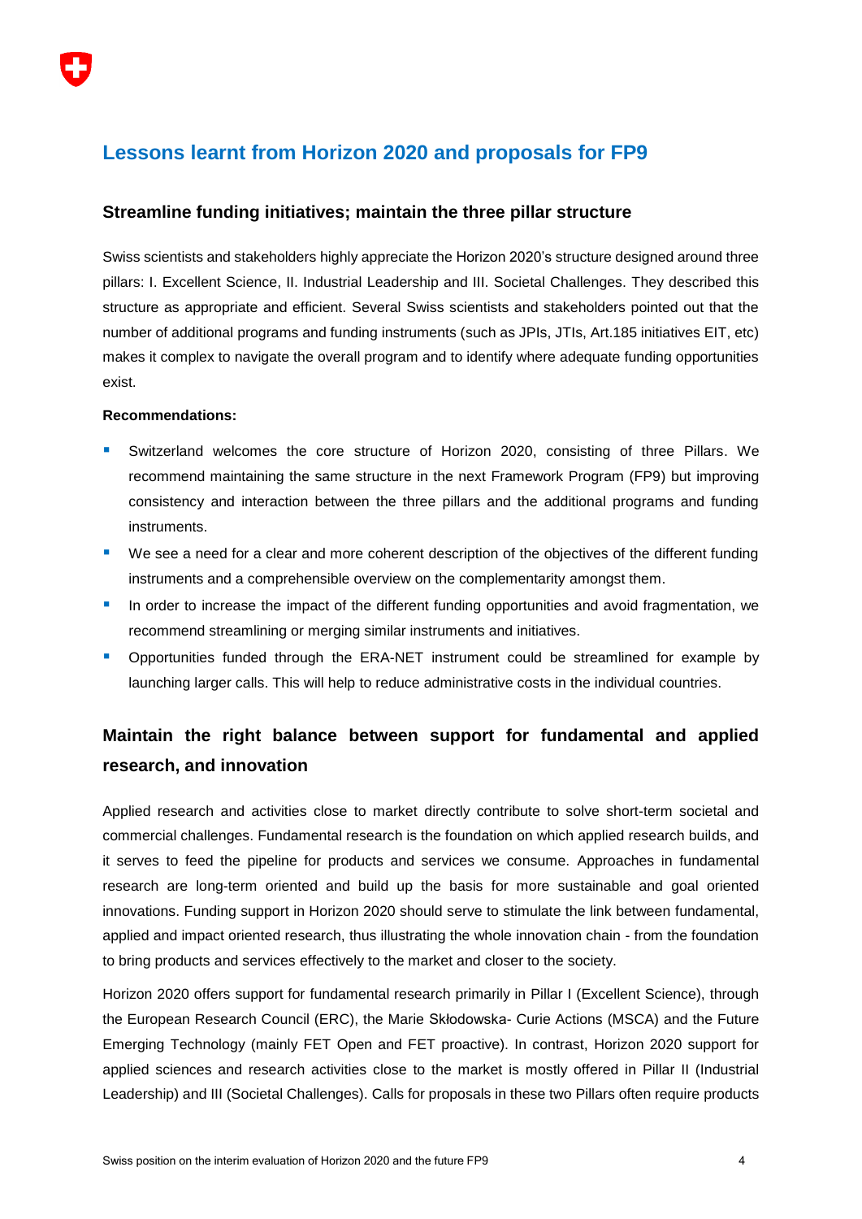## Lessons learnt from Horizon 2020 and proposals for FP9

### Streamline funding initiatives; maintain the three pillar structure

Swiss scientists and stakeholders highly appreciate the Horizon 2020's structure designed around three pillars: I. Excellent Science, II. Industrial Leadership and III. Societal Challenges. They described this structure as appropriate and efficient. Several Swiss scientists and stakeholders pointed out that the number of additional programs and funding instruments (such as JPIs, JTIs, Art.185 initiatives EIT, etc) makes it complex to navigate the overall program and to identify where adequate funding opportunities exist.

**Recommendations:**

- Switzerland welcomes the core structure of Horizon 2020, consisting of three Pillars. We recommend maintaining the same structure in the next Framework Program (FP9) but improving consistency and interaction between the three pillars and the additional programs and funding instruments.
- We see a need for a clear and more coherent description of the objectives of the different funding instruments and a comprehensible overview on the complementarity amongst them.
- In order to increase the impact of the different funding opportunities and avoid fragmentation, we recommend streamlining or merging similar instruments and initiatives.
- Opportunities funded through the ERA-NET instrument could be streamlined for example by launching larger calls. This will help to reduce administrative costs in the individual countries.

### Maintain the right balance between support for fundamental and applied research, and innovation

Applied research and activities close to market directly contribute to solve short-term societal and commercial challenges. Fundamental research is the foundation on which applied research builds, and it serves to feed the pipeline for products and services we consume. Approaches in fundamental research are long-term oriented and build up the basis for more sustainable and goal oriented innovations. Funding support in Horizon 2020 should serve to stimulate the link between fundamental, applied and impact oriented research, thus illustrating the whole innovation chain - from the foundation to bring products and services effectively to the market and closer to the society.

Horizon 2020 offers support for fundamental research primarily in Pillar I (Excellent Science), through the European Research Council (ERC), the Marie Skłodowska- Curie Actions (MSCA) and the Future Emerging Technology (mainly FET Open and FET proactive). In contrast, Horizon 2020 support for applied sciences and research activities close to the market is mostly offered in Pillar II (Industrial Leadership) and III (Societal Challenges). Calls for proposals in these two Pillars often require products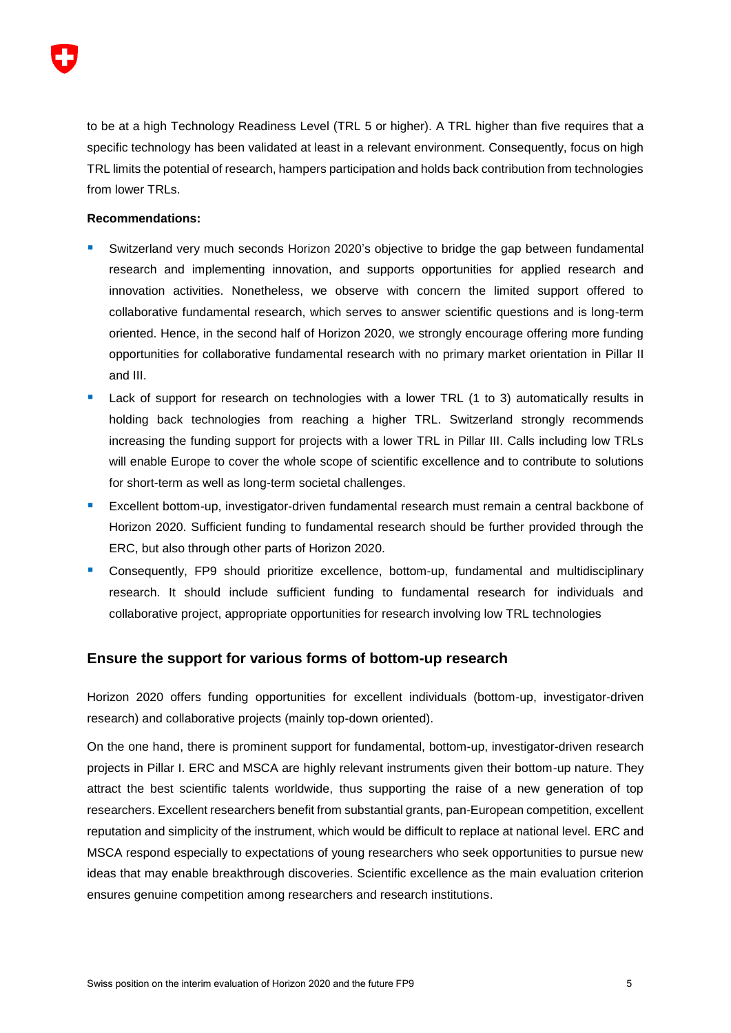to be at a high Technology Readiness Level (TRL 5 or higher). A TRL higher than five requires that a specific technology has been validated at least in a relevant environment. Consequently, focus on high TRL limits the potential of research, hampers participation and holds back contribution from technologies from lower TRLs.

**Recommendations:**

- Switzerland very much seconds Horizon 2020's objective to bridge the gap between fundamental research and implementing innovation, and supports opportunities for applied research and innovation activities. Nonetheless, we observe with concern the limited support offered to collaborative fundamental research, which serves to answer scientific questions and is long-term oriented. Hence, in the second half of Horizon 2020, we strongly encourage offering more funding opportunities for collaborative fundamental research with no primary market orientation in Pillar II and III.
- Lack of support for research on technologies with a lower TRL (1 to 3) automatically results in holding back technologies from reaching a higher TRL. Switzerland strongly recommends increasing the funding support for projects with a lower TRL in Pillar III. Calls including low TRLs will enable Europe to cover the whole scope of scientific excellence and to contribute to solutions for short-term as well as long-term societal challenges.
- Excellent bottom-up, investigator-driven fundamental research must remain a central backbone of Horizon 2020. Sufficient funding to fundamental research should be further provided through the ERC, but also through other parts of Horizon 2020.
- Consequently, FP9 should prioritize excellence, bottom-up, fundamental and multidisciplinary research. It should include sufficient funding to fundamental research for individuals and collaborative project, appropriate opportunities for research involving low TRL technologies

## Ensure the support for various forms of bottom-up research

Horizon 2020 offers funding opportunities for excellent individuals (bottom-up, investigator-driven research) and collaborative projects (mainly top-down oriented).

On the one hand, there is prominent support for fundamental, bottom-up, investigator-driven research projects in Pillar I. ERC and MSCA are highly relevant instruments given their bottom-up nature. They attract the best scientific talents worldwide, thus supporting the raise of a new generation of top researchers. Excellent researchers benefit from substantial grants, pan-European competition, excellent reputation and simplicity of the instrument, which would be difficult to replace at national level. ERC and MSCA respond especially to expectations of young researchers who seek opportunities to pursue new ideas that may enable breakthrough discoveries. Scientific excellence as the main evaluation criterion ensures genuine competition among researchers and research institutions.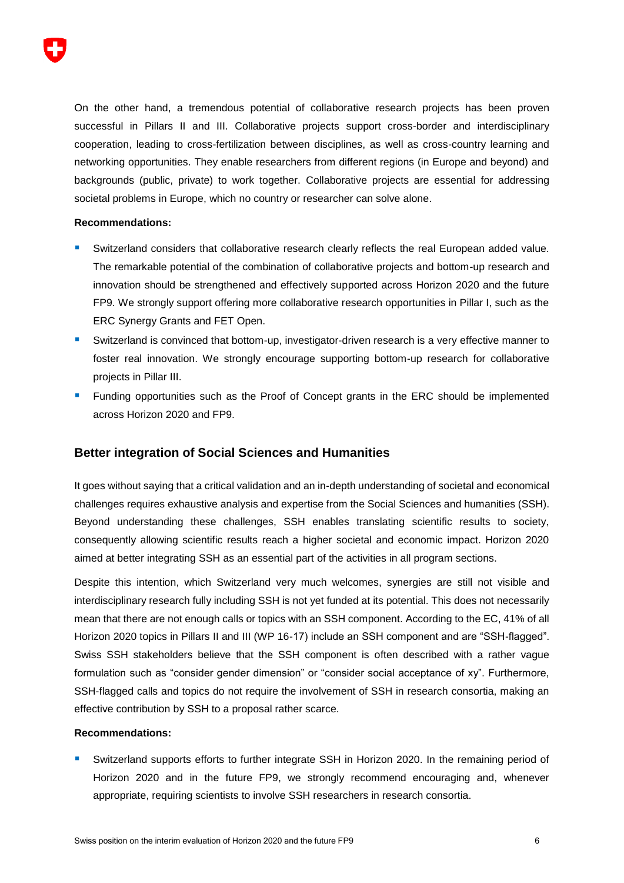On the other hand, a tremendous potential of collaborative research projects has been proven successful in Pillars II and III. Collaborative projects support cross-border and interdisciplinary cooperation, leading to cross-fertilization between disciplines, as well as cross-country learning and networking opportunities. They enable researchers from different regions (in Europe and beyond) and backgrounds (public, private) to work together. Collaborative projects are essential for addressing societal problems in Europe, which no country or researcher can solve alone.

**Recommendations:**

- Switzerland considers that collaborative research clearly reflects the real European added value. The remarkable potential of the combination of collaborative projects and bottom-up research and innovation should be strengthened and effectively supported across Horizon 2020 and the future FP9. We strongly support offering more collaborative research opportunities in Pillar I, such as the ERC Synergy Grants and FET Open.
- Switzerland is convinced that bottom-up, investigator-driven research is a very effective manner to foster real innovation. We strongly encourage supporting bottom-up research for collaborative projects in Pillar III.
- Funding opportunities such as the Proof of Concept grants in the ERC should be implemented across Horizon 2020 and FP9.

## Better integration of Social Sciences and Humanities

It goes without saying that a critical validation and an in-depth understanding of societal and economical challenges requires exhaustive analysis and expertise from the Social Sciences and humanities (SSH). Beyond understanding these challenges, SSH enables translating scientific results to society, consequently allowing scientific results reach a higher societal and economic impact. Horizon 2020 aimed at better integrating SSH as an essential part of the activities in all program sections.

Despite this intention, which Switzerland very much welcomes, synergies are still not visible and interdisciplinary research fully including SSH is not yet funded at its potential. This does not necessarily mean that there are not enough calls or topics with an SSH component. According to the EC, 41% of all Horizon 2020 topics in Pillars II and III (WP 16-17) include an SSH component and are "SSH-flagged". Swiss SSH stakeholders believe that the SSH component is often described with a rather vague formulation such as "consider gender dimension" or "consider social acceptance of xy". Furthermore, SSH-flagged calls and topics do not require the involvement of SSH in research consortia, making an effective contribution by SSH to a proposal rather scarce.

**Recommendations:**

- Switzerland supports efforts to further integrate SSH in Horizon 2020. In the remaining period of Horizon 2020 and in the future FP9, we strongly recommend encouraging and, whenever appropriate, requiring scientists to involve SSH researchers in research consortia.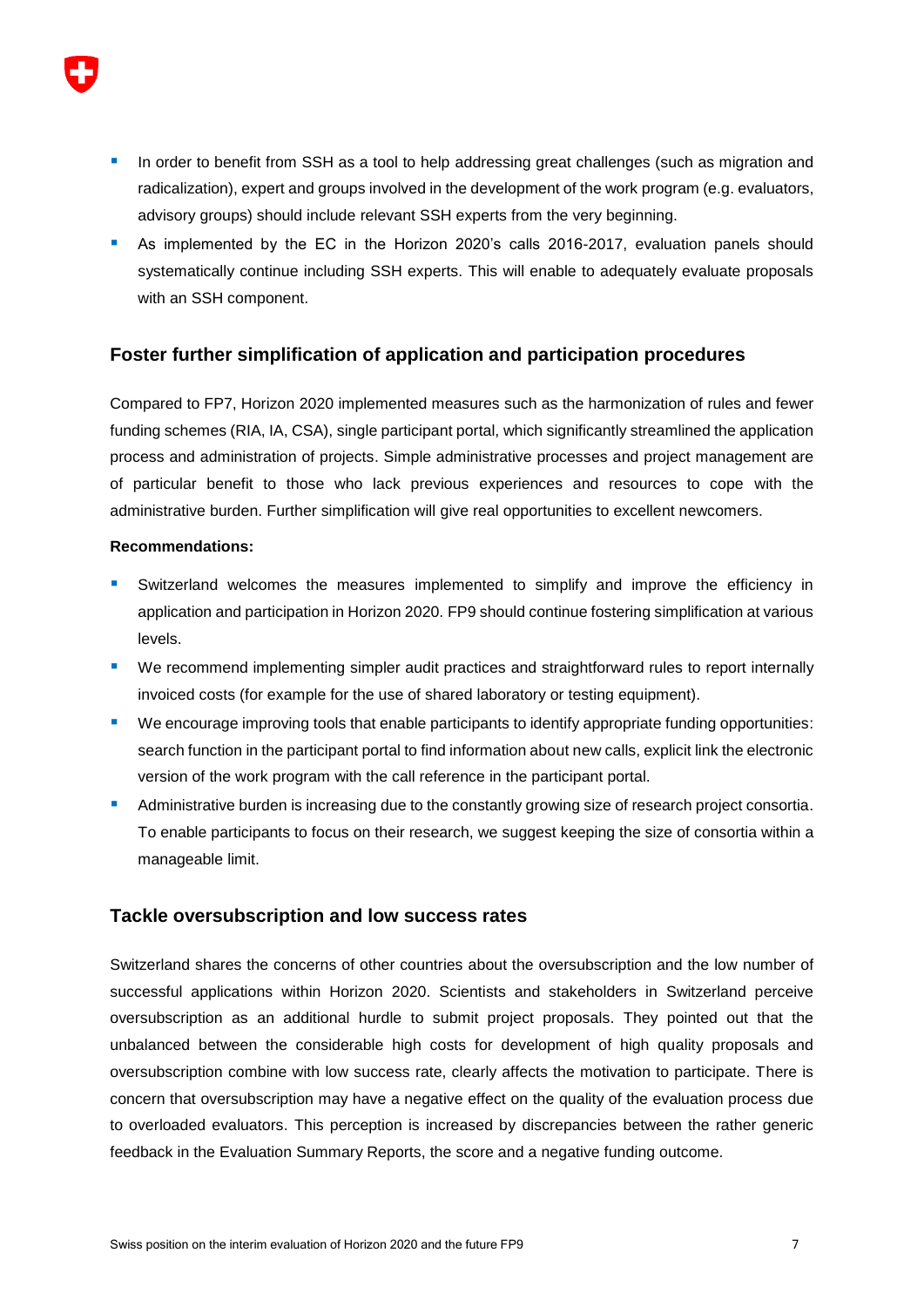- In order to benefit from SSH as a tool to help addressing great challenges (such as migration and radicalization), expert and groups involved in the development of the work program (e.g. evaluators, advisory groups) should include relevant SSH experts from the very beginning.
- As implemented by the EC in the Horizon 2020's calls 2016-2017, evaluation panels should systematically continue including SSH experts. This will enable to adequately evaluate proposals with an SSH component.

## Foster further simplification of application and participation procedures

Compared to FP7, Horizon 2020 implemented measures such as the harmonization of rules and fewer funding schemes (RIA, IA, CSA), single participant portal, which significantly streamlined the application process and administration of projects. Simple administrative processes and project management are of particular benefit to those who lack previous experiences and resources to cope with the administrative burden. Further simplification will give real opportunities to excellent newcomers.

**Recommendations:**

- Switzerland welcomes the measures implemented to simplify and improve the efficiency in application and participation in Horizon 2020. FP9 should continue fostering simplification at various levels.
- We recommend implementing simpler audit practices and straightforward rules to report internally invoiced costs (for example for the use of shared laboratory or testing equipment).
- We encourage improving tools that enable participants to identify appropriate funding opportunities: search function in the participant portal to find information about new calls, explicit link the electronic version of the work program with the call reference in the participant portal.
- Administrative burden is increasing due to the constantly growing size of research project consortia. To enable participants to focus on their research, we suggest keeping the size of consortia within a manageable limit.

## Tackle oversubscription and low success rates

Switzerland shares the concerns of other countries about the oversubscription and the low number of successful applications within Horizon 2020. Scientists and stakeholders in Switzerland perceive oversubscription as an additional hurdle to submit project proposals. They pointed out that the unbalanced between the considerable high costs for development of high quality proposals and oversubscription combine with low success rate, clearly affects the motivation to participate. There is concern that oversubscription may have a negative effect on the quality of the evaluation process due to overloaded evaluators. This perception is increased by discrepancies between the rather generic feedback in the Evaluation Summary Reports, the score and a negative funding outcome.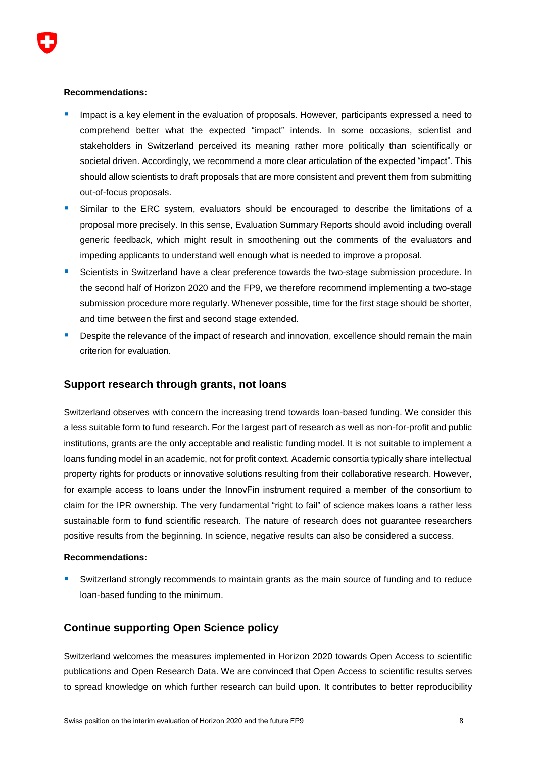**Recommendations:**

- Impact is a key element in the evaluation of proposals. However, participants expressed a need to comprehend better what the expected "impact" intends. In some occasions, scientist and stakeholders in Switzerland perceived its meaning rather more politically than scientifically or societal driven. Accordingly, we recommend a more clear articulation of the expected "impact". This should allow scientists to draft proposals that are more consistent and prevent them from submitting out-of-focus proposals.
- Similar to the ERC system, evaluators should be encouraged to describe the limitations of a proposal more precisely. In this sense, Evaluation Summary Reports should avoid including overall generic feedback, which might result in smoothening out the comments of the evaluators and impeding applicants to understand well enough what is needed to improve a proposal.
- Scientists in Switzerland have a clear preference towards the two-stage submission procedure. In the second half of Horizon 2020 and the FP9, we therefore recommend implementing a two-stage submission procedure more regularly. Whenever possible, time for the first stage should be shorter, and time between the first and second stage extended.
- Despite the relevance of the impact of research and innovation, excellence should remain the main criterion for evaluation.

## Support research through grants, not loans

Switzerland observes with concern the increasing trend towards loan-based funding. We consider this a less suitable form to fund research. For the largest part of research as well as non-for-profit and public institutions, grants are the only acceptable and realistic funding model. It is not suitable to implement a loans funding model in an academic, not for profit context. Academic consortia typically share intellectual property rights for products or innovative solutions resulting from their collaborative research. However, for example access to loans under the InnovFin instrument required a member of the consortium to claim for the IPR ownership. The very fundamental "right to fail" of science makes loans a rather less sustainable form to fund scientific research. The nature of research does not guarantee researchers positive results from the beginning. In science, negative results can also be considered a success.

**Recommendations:**

- Switzerland strongly recommends to maintain grants as the main source of funding and to reduce loan-based funding to the minimum.

## Continue supporting Open Science policy

Switzerland welcomes the measures implemented in Horizon 2020 towards Open Access to scientific publications and Open Research Data. We are convinced that Open Access to scientific results serves to spread knowledge on which further research can build upon. It contributes to better reproducibility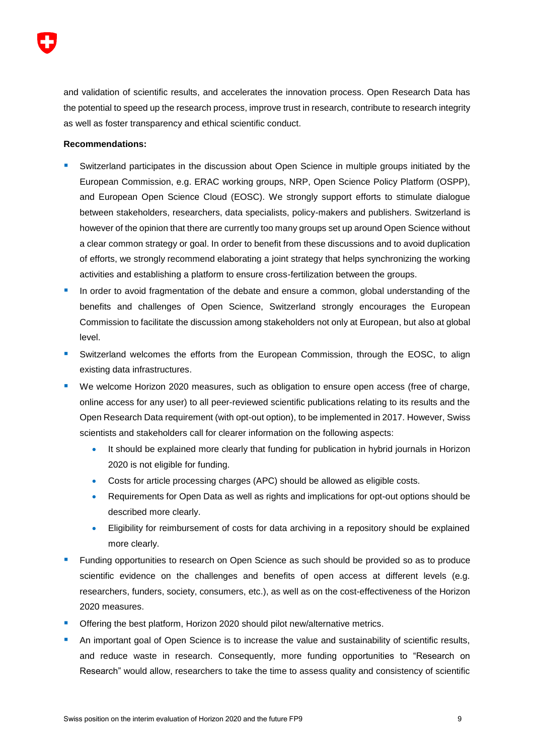and validation of scientific results, and accelerates the innovation process. Open Research Data has the potential to speed up the research process, improve trust in research, contribute to research integrity as well as foster transparency and ethical scientific conduct.

**Recommendations:**

- Switzerland participates in the discussion about Open Science in multiple groups initiated by the European Commission, e.g. ERAC working groups, NRP, Open Science Policy Platform (OSPP), and European Open Science Cloud (EOSC). We strongly support efforts to stimulate dialogue between stakeholders, researchers, data specialists, policy-makers and publishers. Switzerland is however of the opinion that there are currently too many groups set up around Open Science without a clear common strategy or goal. In order to benefit from these discussions and to avoid duplication of efforts, we strongly recommend elaborating a joint strategy that helps synchronizing the working activities and establishing a platform to ensure cross-fertilization between the groups.
- In order to avoid fragmentation of the debate and ensure a common, global understanding of the benefits and challenges of Open Science, Switzerland strongly encourages the European Commission to facilitate the discussion among stakeholders not only at European, but also at global level.
- Switzerland welcomes the efforts from the European Commission, through the EOSC, to align existing data infrastructures.
- We welcome Horizon 2020 measures, such as obligation to ensure open access (free of charge, online access for any user) to all peer-reviewed scientific publications relating to its results and the Open Research Data requirement (with opt-out option), to be implemented in 2017. However, Swiss scientists and stakeholders call for clearer information on the following aspects:
    - It should be explained more clearly that funding for publication in hybrid journals in Horizon 2020 is not eligible for funding.
    - Costs for article processing charges (APC) should be allowed as eligible costs.
    - Requirements for Open Data as well as rights and implications for opt-out options should be described more clearly.
    - Eligibility for reimbursement of costs for data archiving in a repository should be explained more clearly.
- Funding opportunities to research on Open Science as such should be provided so as to produce scientific evidence on the challenges and benefits of open access at different levels (e.g. researchers, funders, society, consumers, etc.), as well as on the cost-effectiveness of the Horizon 2020 measures.
- Offering the best platform, Horizon 2020 should pilot new/alternative metrics.
- An important goal of Open Science is to increase the value and sustainability of scientific results, and reduce waste in research. Consequently, more funding opportunities to "Research on Research" would allow, researchers to take the time to assess quality and consistency of scientific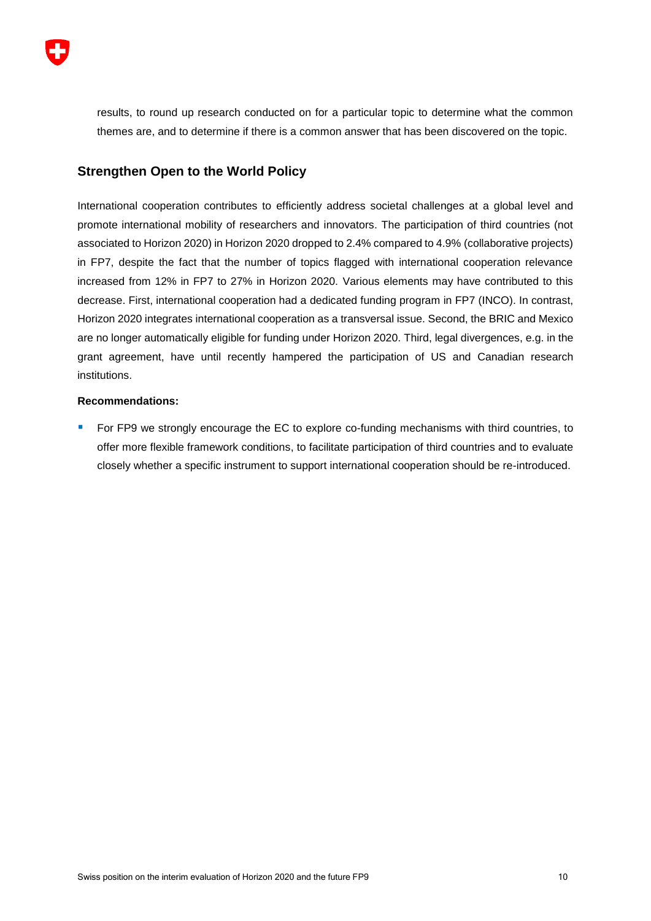results, to round up research conducted on for a particular topic to determine what the common themes are, and to determine if there is a common answer that has been discovered on the topic.

## Strengthen Open to the World Policy

International cooperation contributes to efficiently address societal challenges at a global level and promote international mobility of researchers and innovators. The participation of third countries (not associated to Horizon 2020) in Horizon 2020 dropped to 2.4% compared to 4.9% (collaborative projects) in FP7, despite the fact that the number of topics flagged with international cooperation relevance increased from 12% in FP7 to 27% in Horizon 2020. Various elements may have contributed to this decrease. First, international cooperation had a dedicated funding program in FP7 (INCO). In contrast, Horizon 2020 integrates international cooperation as a transversal issue. Second, the BRIC and Mexico are no longer automatically eligible for funding under Horizon 2020. Third, legal divergences, e.g. in the grant agreement, have until recently hampered the participation of US and Canadian research institutions.

**Recommendations:**

- For FP9 we strongly encourage the EC to explore co-funding mechanisms with third countries, to offer more flexible framework conditions, to facilitate participation of third countries and to evaluate closely whether a specific instrument to support international cooperation should be re-introduced.